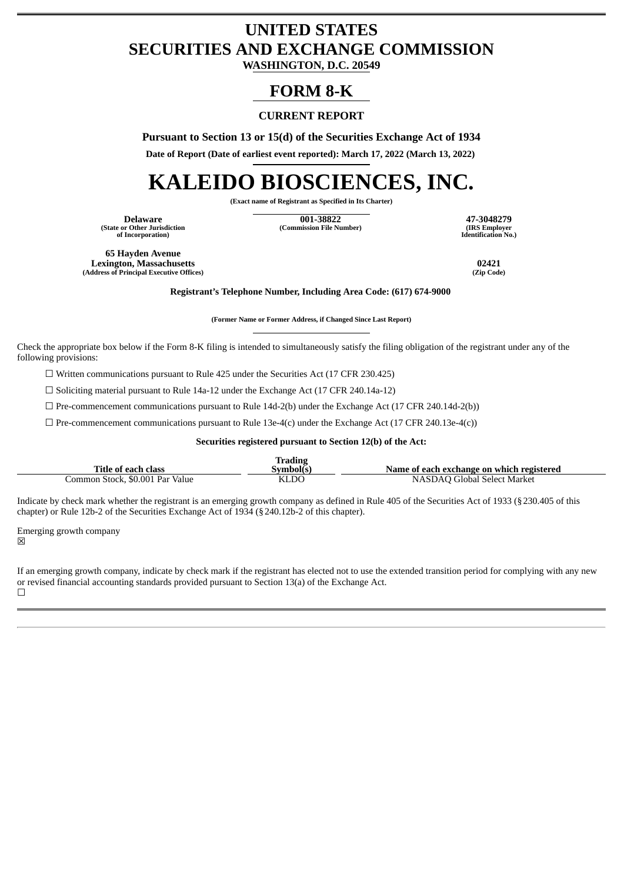# UNITED STATES
# SECURITIES AND EXCHANGE COMMISSION

**WASHINGTON, D.C. 20549**

## FORM 8-K

**CURRENT REPORT**

**Pursuant to Section 13 or 15(d) of the Securities Exchange Act of 1934**

**Date of Report (Date of earliest event reported): March 17, 2022 (March 13, 2022)**

# KALEIDO BIOSCIENCES, INC.

**(Exact name of Registrant as Specified in Its Charter)**

| **Delaware** | **001-38822** | **47-3048279** |
|---|---|---|
| **(State or Other Jurisdiction of Incorporation)** | **(Commission File Number)** | **(IRS Employer Identification No.)** |

| **65 Hayden Avenue Lexington, Massachusetts** | **02421** |
|---|---|
| **(Address of Principal Executive Offices)** | **(Zip Code)** |

**Registrant's Telephone Number, Including Area Code: (617) 674-9000**

**(Former Name or Former Address, if Changed Since Last Report)**

Check the appropriate box below if the Form 8-K filing is intended to simultaneously satisfy the filing obligation of the registrant under any of the following provisions:

☐ Written communications pursuant to Rule 425 under the Securities Act (17 CFR 230.425)

☐ Soliciting material pursuant to Rule 14a-12 under the Exchange Act (17 CFR 240.14a-12)

☐ Pre-commencement communications pursuant to Rule 14d-2(b) under the Exchange Act (17 CFR 240.14d-2(b))

☐ Pre-commencement communications pursuant to Rule 13e-4(c) under the Exchange Act (17 CFR 240.13e-4(c))

**Securities registered pursuant to Section 12(b) of the Act:**

| Title of each class | Trading Symbol(s) | Name of each exchange on which registered |
|---|---|---|
| Common Stock, $0.001 Par Value | KLDO | NASDAQ Global Select Market |

Indicate by check mark whether the registrant is an emerging growth company as defined in Rule 405 of the Securities Act of 1933 (§230.405 of this chapter) or Rule 12b-2 of the Securities Exchange Act of 1934 (§240.12b-2 of this chapter).

Emerging growth company
☒

If an emerging growth company, indicate by check mark if the registrant has elected not to use the extended transition period for complying with any new or revised financial accounting standards provided pursuant to Section 13(a) of the Exchange Act.
☐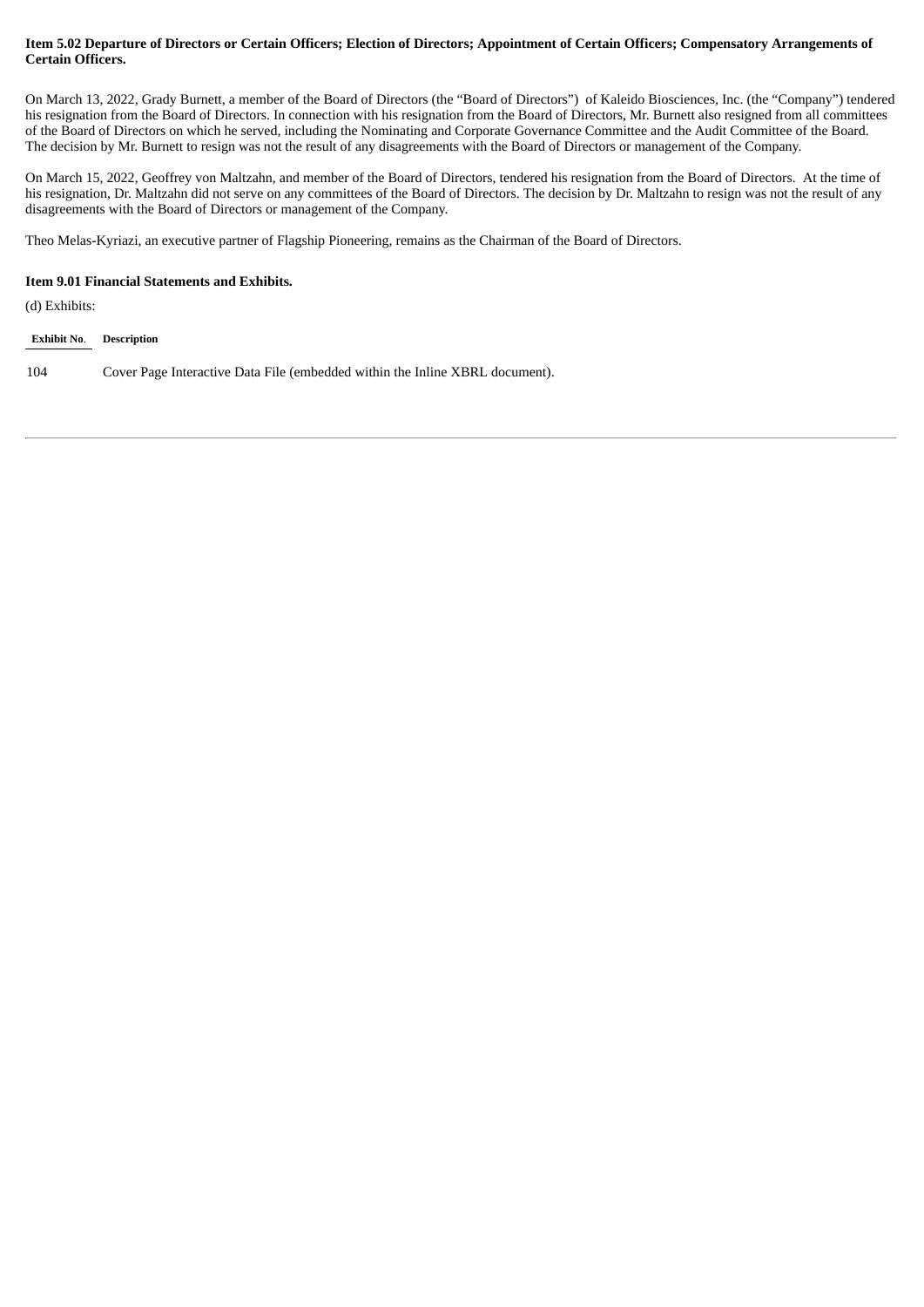**Item 5.02 Departure of Directors or Certain Officers; Election of Directors; Appointment of Certain Officers; Compensatory Arrangements of Certain Officers.**

On March 13, 2022, Grady Burnett, a member of the Board of Directors (the "Board of Directors") of Kaleido Biosciences, Inc. (the "Company") tendered his resignation from the Board of Directors. In connection with his resignation from the Board of Directors, Mr. Burnett also resigned from all committees of the Board of Directors on which he served, including the Nominating and Corporate Governance Committee and the Audit Committee of the Board. The decision by Mr. Burnett to resign was not the result of any disagreements with the Board of Directors or management of the Company.

On March 15, 2022, Geoffrey von Maltzahn, and member of the Board of Directors, tendered his resignation from the Board of Directors. At the time of his resignation, Dr. Maltzahn did not serve on any committees of the Board of Directors. The decision by Dr. Maltzahn to resign was not the result of any disagreements with the Board of Directors or management of the Company.

Theo Melas-Kyriazi, an executive partner of Flagship Pioneering, remains as the Chairman of the Board of Directors.

**Item 9.01 Financial Statements and Exhibits.**

(d) Exhibits:

| Exhibit No. | Description |
|---|---|
| 104 | Cover Page Interactive Data File (embedded within the Inline XBRL document). |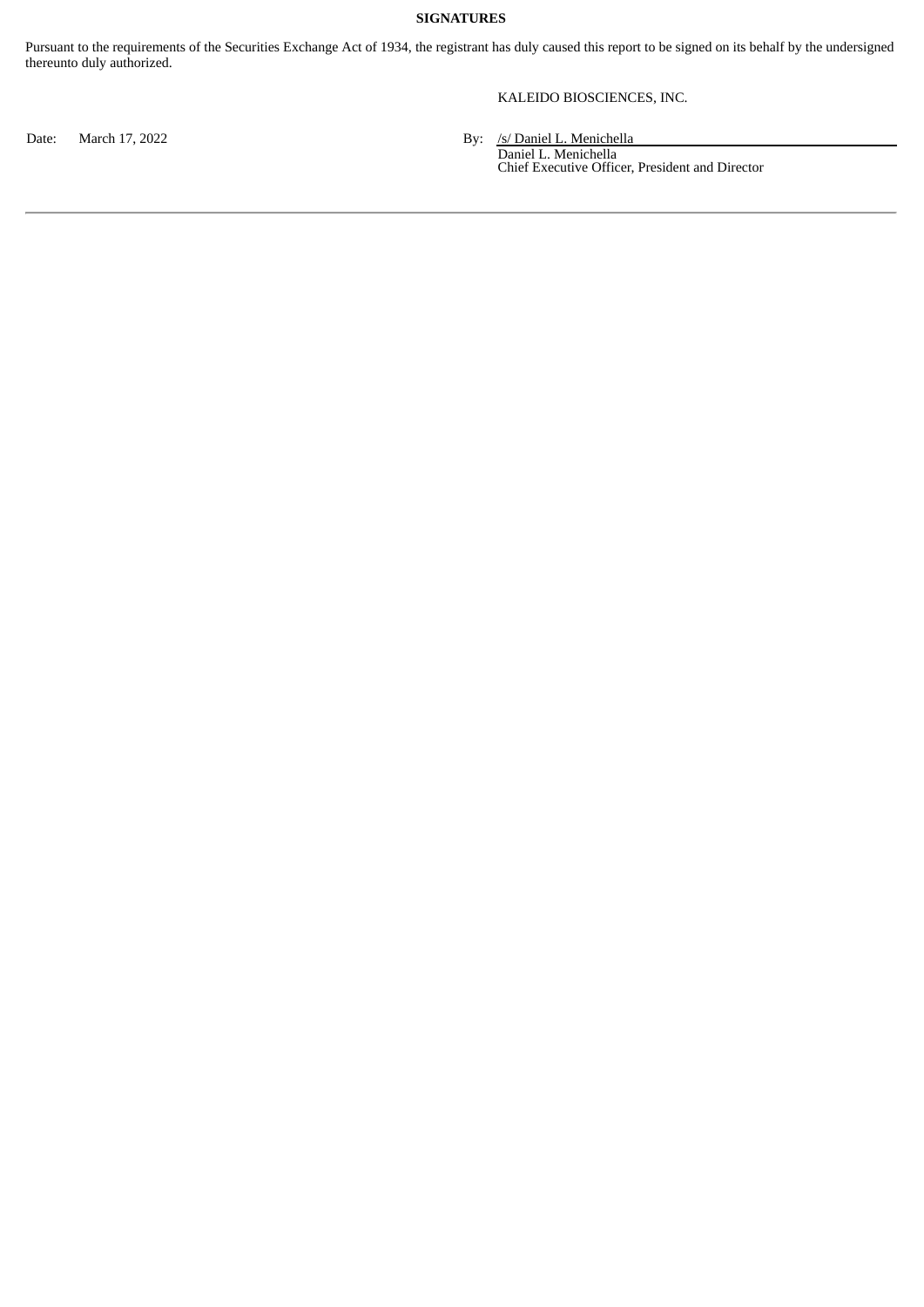**SIGNATURES**

Pursuant to the requirements of the Securities Exchange Act of 1934, the registrant has duly caused this report to be signed on its behalf by the undersigned thereunto duly authorized.

KALEIDO BIOSCIENCES, INC.

| | | | |
|---|---|---|---|
| Date: | March 17, 2022 | By: | /s/ Daniel L. Menichella |
| | | | Daniel L. Menichella |
| | | | Chief Executive Officer, President and Director |